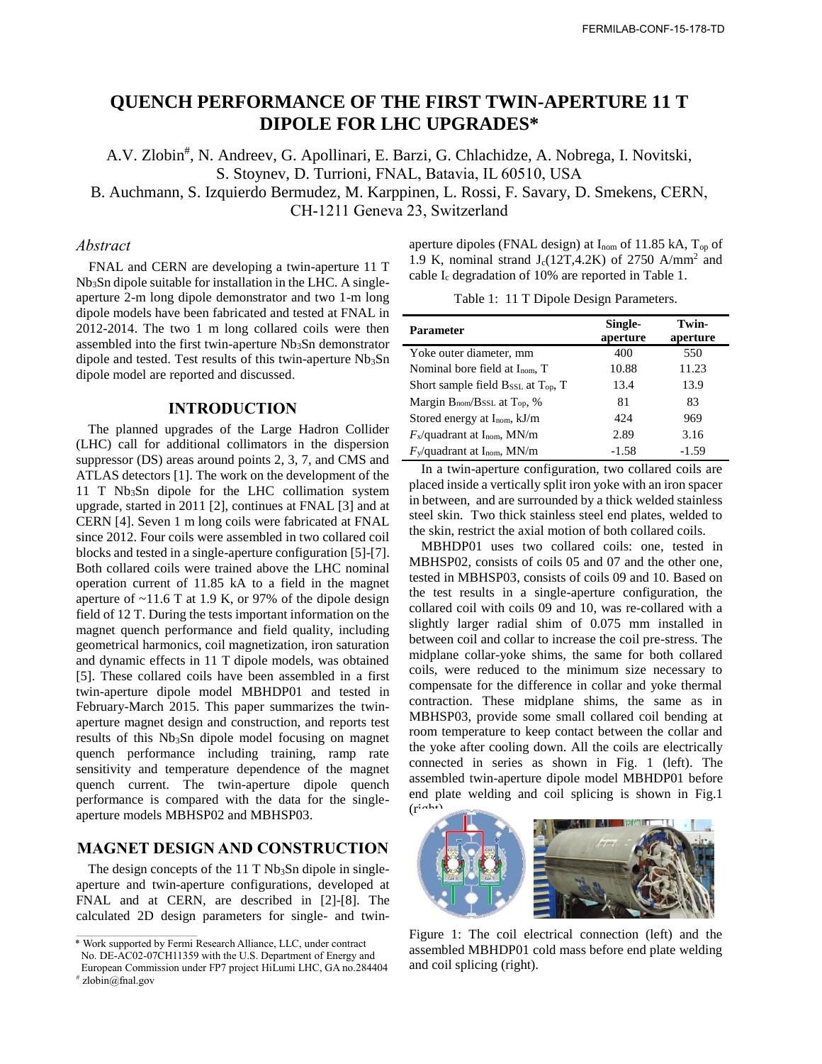# QUENCH PERFORMANCE OF THE FIRST TWIN-APERTURE 11 T DIPOLE FOR LHC UPGRADES*

A.V. Zlobin#, N. Andreev, G. Apollinari, E. Barzi, G. Chlachidze, A. Nobrega, I. Novitski, S. Stoynev, D. Turrioni, FNAL, Batavia, IL 60510, USA

B. Auchmann, S. Izquierdo Bermudez, M. Karppinen, L. Rossi, F. Savary, D. Smekens, CERN, CH-1211 Geneva 23, Switzerland

## *Abstract*

FNAL and CERN are developing a twin-aperture 11 T $Nb_3Sn$ dipole suitable for installation in the LHC. A single-aperture 2-m long dipole demonstrator and two 1-m long dipole models have been fabricated and tested at FNAL in 2012-2014. The two 1 m long collared coils were then assembled into the first twin-aperture $Nb_3Sn$ demonstrator dipole and tested. Test results of this twin-aperture $Nb_3Sn$ dipole model are reported and discussed.

## INTRODUCTION

The planned upgrades of the Large Hadron Collider (LHC) call for additional collimators in the dispersion suppressor (DS) areas around points 2, 3, 7, and CMS and ATLAS detectors [1]. The work on the development of the 11 T $Nb_3Sn$ dipole for the LHC collimation system upgrade, started in 2011 [2], continues at FNAL [3] and at CERN [4]. Seven 1 m long coils were fabricated at FNAL since 2012. Four coils were assembled in two collared coil blocks and tested in a single-aperture configuration [5]-[7]. Both collared coils were trained above the LHC nominal operation current of 11.85 kA to a field in the magnet aperture of ~11.6 T at 1.9 K, or 97% of the dipole design field of 12 T. During the tests important information on the magnet quench performance and field quality, including geometrical harmonics, coil magnetization, iron saturation and dynamic effects in 11 T dipole models, was obtained [5]. These collared coils have been assembled in a first twin-aperture dipole model MBHDP01 and tested in February-March 2015. This paper summarizes the twin-aperture magnet design and construction, and reports test results of this $Nb_3Sn$ dipole model focusing on magnet quench performance including training, ramp rate sensitivity and temperature dependence of the magnet quench current. The twin-aperture dipole quench performance is compared with the data for the single-aperture models MBHSP02 and MBHSP03.

## MAGNET DESIGN AND CONSTRUCTION

The design concepts of the 11 T $Nb_3Sn$ dipole in single-aperture and twin-aperture configurations, developed at FNAL and at CERN, are described in [2]-[8]. The calculated 2D design parameters for single- and twin-aperture dipoles (FNAL design) at $I_{nom}$ of 11.85 kA, $T_{op}$ of 1.9 K, nominal strand $J_c(12T,4.2K)$ of 2750 A/mm$^2$ and cable $I_c$ degradation of 10% are reported in Table 1.

Table 1: 11 T Dipole Design Parameters.

| Parameter | Single-aperture | Twin-aperture |
|---|---|---|
| Yoke outer diameter, mm | 400 | 550 |
| Nominal bore field at $I_{nom}$, T | 10.88 | 11.23 |
| Short sample field $B_{SSL}$ at $T_{op}$, T | 13.4 | 13.9 |
| Margin $B_{nom}/B_{SSL}$ at $T_{op}$, % | 81 | 83 |
| Stored energy at $I_{nom}$, kJ/m | 424 | 969 |
| $F_x$/quadrant at $I_{nom}$, MN/m | 2.89 | 3.16 |
| $F_y$/quadrant at $I_{nom}$, MN/m | -1.58 | -1.59 |

In a twin-aperture configuration, two collared coils are placed inside a vertically split iron yoke with an iron spacer in between, and are surrounded by a thick welded stainless steel skin. Two thick stainless steel end plates, welded to the skin, restrict the axial motion of both collared coils.

MBHDP01 uses two collared coils: one, tested in MBHSP02, consists of coils 05 and 07 and the other one, tested in MBHSP03, consists of coils 09 and 10. Based on the test results in a single-aperture configuration, the collared coil with coils 09 and 10, was re-collared with a slightly larger radial shim of 0.075 mm installed in between coil and collar to increase the coil pre-stress. The midplane collar-yoke shims, the same for both collared coils, were reduced to the minimum size necessary to compensate for the difference in collar and yoke thermal contraction. These midplane shims, the same as in MBHSP03, provide some small collared coil bending at room temperature to keep contact between the collar and the yoke after cooling down. All the coils are electrically connected in series as shown in Fig. 1 (left). The assembled twin-aperture dipole model MBHDP01 before end plate welding and coil splicing is shown in Fig.1 (right).

Figure 1: The coil electrical connection (left) and the assembled MBHDP01 cold mass before end plate welding and coil splicing (right).

---

* Work supported by Fermi Research Alliance, LLC, under contract No. DE-AC02-07CH11359 with the U.S. Department of Energy and European Commission under FP7 project HiLumi LHC, GA no.284404

# zlobin@fnal.gov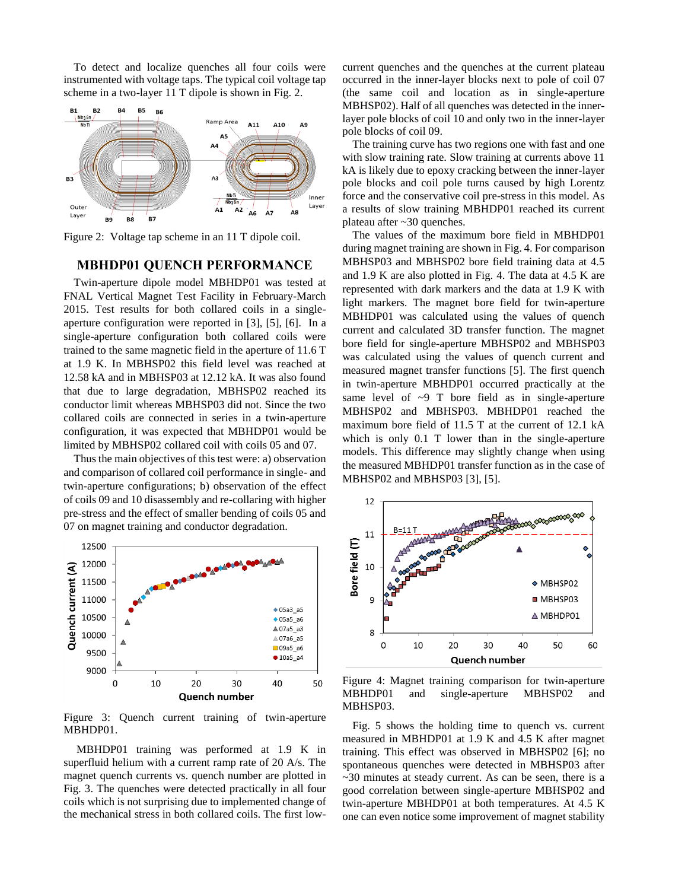To detect and localize quenches all four coils were instrumented with voltage taps. The typical coil voltage tap scheme in a two-layer 11 T dipole is shown in Fig. 2.

Figure 2: Voltage tap scheme in an 11 T dipole coil.

## MBHDP01 QUENCH PERFORMANCE

Twin-aperture dipole model MBHDP01 was tested at FNAL Vertical Magnet Test Facility in February-March 2015. Test results for both collared coils in a single-aperture configuration were reported in [3], [5], [6]. In a single-aperture configuration both collared coils were trained to the same magnetic field in the aperture of 11.6 T at 1.9 K. In MBHSP02 this field level was reached at 12.58 kA and in MBHSP03 at 12.12 kA. It was also found that due to large degradation, MBHSP02 reached its conductor limit whereas MBHSP03 did not. Since the two collared coils are connected in series in a twin-aperture configuration, it was expected that MBHDP01 would be limited by MBHSP02 collared coil with coils 05 and 07.

Thus the main objectives of this test were: a) observation and comparison of collared coil performance in single- and twin-aperture configurations; b) observation of the effect of coils 09 and 10 disassembly and re-collaring with higher pre-stress and the effect of smaller bending of coils 05 and 07 on magnet training and conductor degradation.

Figure 3: Quench current training of twin-aperture MBHDP01.

MBHDP01 training was performed at 1.9 K in superfluid helium with a current ramp rate of 20 A/s. The magnet quench currents vs. quench number are plotted in Fig. 3. The quenches were detected practically in all four coils which is not surprising due to implemented change of the mechanical stress in both collared coils. The first low-current quenches and the quenches at the current plateau occurred in the inner-layer blocks next to pole of coil 07 (the same coil and location as in single-aperture MBHSP02). Half of all quenches was detected in the inner-layer pole blocks of coil 10 and only two in the inner-layer pole blocks of coil 09.

The training curve has two regions one with fast and one with slow training rate. Slow training at currents above 11 kA is likely due to epoxy cracking between the inner-layer pole blocks and coil pole turns caused by high Lorentz force and the conservative coil pre-stress in this model. As a results of slow training MBHDP01 reached its current plateau after ~30 quenches.

The values of the maximum bore field in MBHDP01 during magnet training are shown in Fig. 4. For comparison MBHSP03 and MBHSP02 bore field training data at 4.5 and 1.9 K are also plotted in Fig. 4. The data at 4.5 K are represented with dark markers and the data at 1.9 K with light markers. The magnet bore field for twin-aperture MBHDP01 was calculated using the values of quench current and calculated 3D transfer function. The magnet bore field for single-aperture MBHSP02 and MBHSP03 was calculated using the values of quench current and measured magnet transfer functions [5]. The first quench in twin-aperture MBHDP01 occurred practically at the same level of ~9 T bore field as in single-aperture MBHSP02 and MBHSP03. MBHDP01 reached the maximum bore field of 11.5 T at the current of 12.1 kA which is only 0.1 T lower than in the single-aperture models. This difference may slightly change when using the measured MBHDP01 transfer function as in the case of MBHSP02 and MBHSP03 [3], [5].

Figure 4: Magnet training comparison for twin-aperture MBHDP01 and single-aperture MBHSP02 and MBHSP03.

Fig. 5 shows the holding time to quench vs. current measured in MBHDP01 at 1.9 K and 4.5 K after magnet training. This effect was observed in MBHSP02 [6]; no spontaneous quenches were detected in MBHSP03 after ~30 minutes at steady current. As can be seen, there is a good correlation between single-aperture MBHSP02 and twin-aperture MBHDP01 at both temperatures. At 4.5 K one can even notice some improvement of magnet stability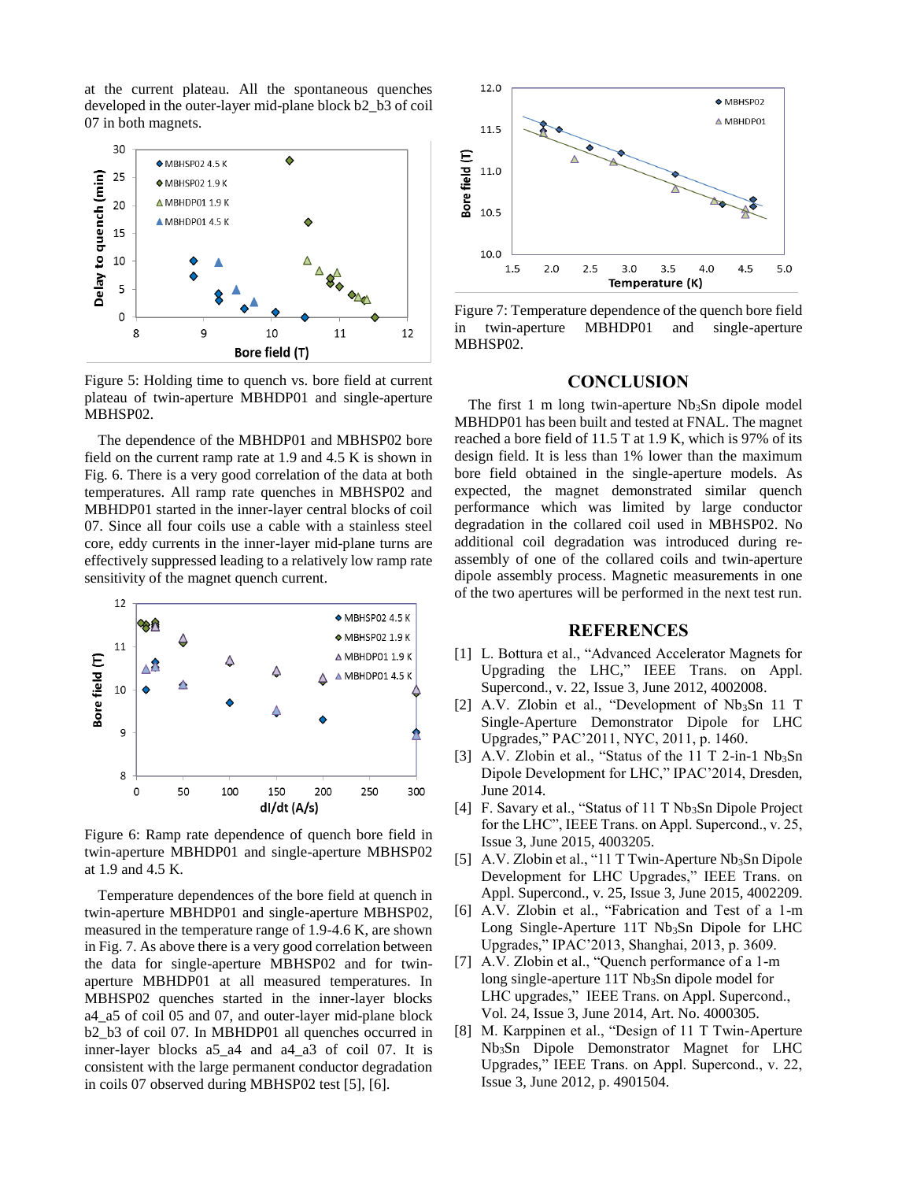at the current plateau. All the spontaneous quenches developed in the outer-layer mid-plane block b2_b3 of coil 07 in both magnets.

Delay to quench (min)
30
25
20
15
10
5
0
8 9 10 11 12
Bore field (T)
MBHSP02 4.5 K
MBHSP02 1.9 K
MBHDP01 1.9 K
MBHDP01 4.5 K

Figure 5: Holding time to quench vs. bore field at current plateau of twin-aperture MBHDP01 and single-aperture MBHSP02.

The dependence of the MBHDP01 and MBHSP02 bore field on the current ramp rate at 1.9 and 4.5 K is shown in Fig. 6. There is a very good correlation of the data at both temperatures. All ramp rate quenches in MBHSP02 and MBHDP01 started in the inner-layer central blocks of coil 07. Since all four coils use a cable with a stainless steel core, eddy currents in the inner-layer mid-plane turns are effectively suppressed leading to a relatively low ramp rate sensitivity of the magnet quench current.

Bore field (T)
12
11
10
9
8
0 50 100 150 200 250 300
dI/dt (A/s)
MBHSP02 4.5 K
MBHSP02 1.9 K
MBHDP01 1.9 K
MBHDP01 4.5 K

Figure 6: Ramp rate dependence of quench bore field in twin-aperture MBHDP01 and single-aperture MBHSP02 at 1.9 and 4.5 K.

Temperature dependences of the bore field at quench in twin-aperture MBHDP01 and single-aperture MBHSP02, measured in the temperature range of 1.9-4.6 K, are shown in Fig. 7. As above there is a very good correlation between the data for single-aperture MBHSP02 and for twin-aperture MBHDP01 at all measured temperatures. In MBHSP02 quenches started in the inner-layer blocks a4_a5 of coil 05 and 07, and outer-layer mid-plane block b2_b3 of coil 07. In MBHDP01 all quenches occurred in inner-layer blocks a5_a4 and a4_a3 of coil 07. It is consistent with the large permanent conductor degradation in coils 07 observed during MBHSP02 test [5], [6].

Bore field (T)
12.0
11.5
11.0
10.5
10.0
1.5 2.0 2.5 3.0 3.5 4.0 4.5 5.0
Temperature (K)
MBHSP02
MBHDP01

Figure 7: Temperature dependence of the quench bore field in twin-aperture MBHDP01 and single-aperture MBHSP02.

## CONCLUSION

The first 1 m long twin-aperture $Nb_3Sn$ dipole model MBHDP01 has been built and tested at FNAL. The magnet reached a bore field of 11.5 T at 1.9 K, which is 97% of its design field. It is less than 1% lower than the maximum bore field obtained in the single-aperture models. As expected, the magnet demonstrated similar quench performance which was limited by large conductor degradation in the collared coil used in MBHSP02. No additional coil degradation was introduced during re-assembly of one of the collared coils and twin-aperture dipole assembly process. Magnetic measurements in one of the two apertures will be performed in the next test run.

## REFERENCES

[1] L. Bottura et al., "Advanced Accelerator Magnets for Upgrading the LHC," IEEE Trans. on Appl. Supercond., v. 22, Issue 3, June 2012, 4002008.

[2] A.V. Zlobin et al., "Development of $Nb_3Sn$ 11 T Single-Aperture Demonstrator Dipole for LHC Upgrades," PAC'2011, NYC, 2011, p. 1460.

[3] A.V. Zlobin et al., "Status of the 11 T 2-in-1 $Nb_3Sn$ Dipole Development for LHC," IPAC'2014, Dresden, June 2014.

[4] F. Savary et al., "Status of 11 T $Nb_3Sn$ Dipole Project for the LHC", IEEE Trans. on Appl. Supercond., v. 25, Issue 3, June 2015, 4003205.

[5] A.V. Zlobin et al., "11 T Twin-Aperture $Nb_3Sn$ Dipole Development for LHC Upgrades," IEEE Trans. on Appl. Supercond., v. 25, Issue 3, June 2015, 4002209.

[6] A.V. Zlobin et al., "Fabrication and Test of a 1-m Long Single-Aperture 11T $Nb_3Sn$ Dipole for LHC Upgrades," IPAC'2013, Shanghai, 2013, p. 3609.

[7] A.V. Zlobin et al., "Quench performance of a 1-m long single-aperture 11T $Nb_3Sn$ dipole model for LHC upgrades," IEEE Trans. on Appl. Supercond., Vol. 24, Issue 3, June 2014, Art. No. 4000305.

[8] M. Karppinen et al., "Design of 11 T Twin-Aperture $Nb_3Sn$ Dipole Demonstrator Magnet for LHC Upgrades," IEEE Trans. on Appl. Supercond., v. 22, Issue 3, June 2012, p. 4901504.